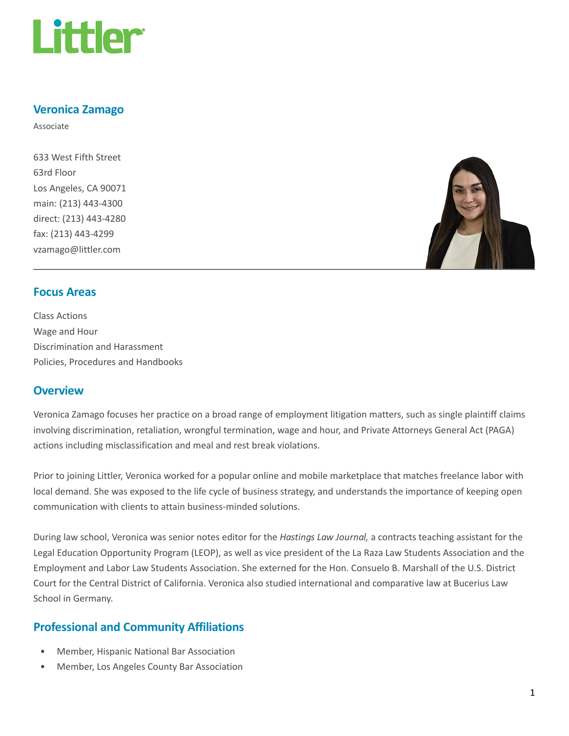# Veronica Zamago

Associate

633 West Fifth Street
63rd Floor
Los Angeles, CA 90071
main: (213) 443-4300
direct: (213) 443-4280
fax: (213) 443-4299
vzamago@littler.com

## Focus Areas

Class Actions
Wage and Hour
Discrimination and Harassment
Policies, Procedures and Handbooks

## Overview

Veronica Zamago focuses her practice on a broad range of employment litigation matters, such as single plaintiff claims involving discrimination, retaliation, wrongful termination, wage and hour, and Private Attorneys General Act (PAGA) actions including misclassification and meal and rest break violations.

Prior to joining Littler, Veronica worked for a popular online and mobile marketplace that matches freelance labor with local demand. She was exposed to the life cycle of business strategy, and understands the importance of keeping open communication with clients to attain business-minded solutions.

During law school, Veronica was senior notes editor for the *Hastings Law Journal,* a contracts teaching assistant for the Legal Education Opportunity Program (LEOP), as well as vice president of the La Raza Law Students Association and the Employment and Labor Law Students Association. She externed for the Hon. Consuelo B. Marshall of the U.S. District Court for the Central District of California. Veronica also studied international and comparative law at Bucerius Law School in Germany.

## Professional and Community Affiliations

- Member, Hispanic National Bar Association
- Member, Los Angeles County Bar Association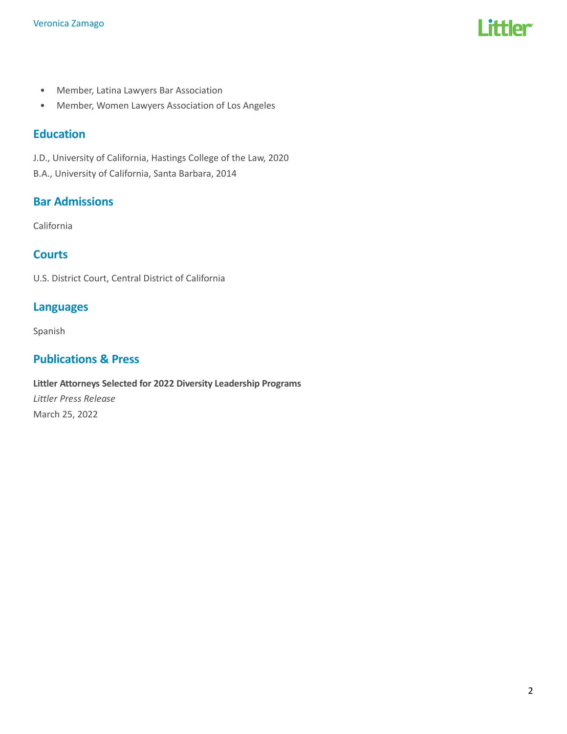- Member, Latina Lawyers Bar Association
- Member, Women Lawyers Association of Los Angeles

## Education

J.D., University of California, Hastings College of the Law, 2020

B.A., University of California, Santa Barbara, 2014

## Bar Admissions

California

## Courts

U.S. District Court, Central District of California

## Languages

Spanish

## Publications & Press

**Littler Attorneys Selected for 2022 Diversity Leadership Programs**

*Littler Press Release*

March 25, 2022